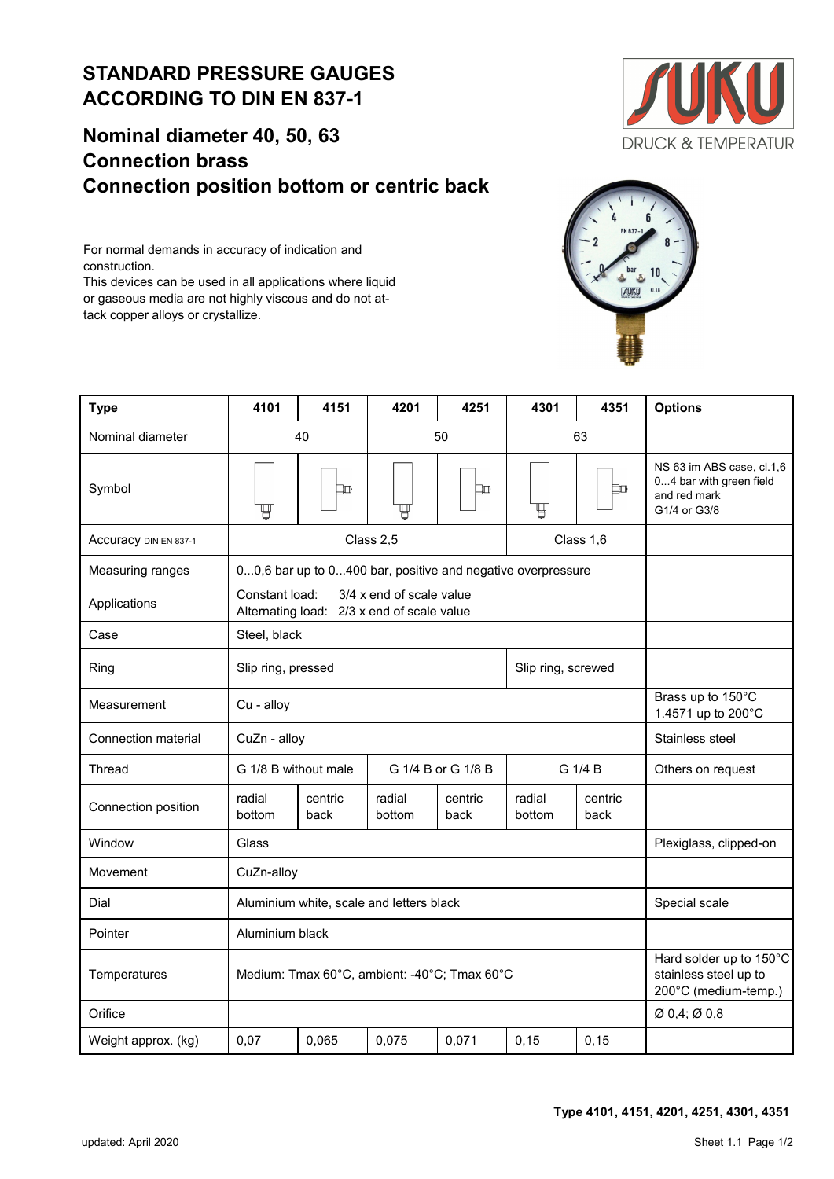# STANDARD PRESSURE GAUGES ACCORDING TO DIN EN 837-1

## Nominal diameter 40, 50, 63
## Connection brass
## Connection position bottom or centric back

SUKU DRUCK & TEMPERATUR

For normal demands in accuracy of indication and construction.
This devices can be used in all applications where liquid or gaseous media are not highly viscous and do not attack copper alloys or crystallize.

| Type | 4101 | 4151 | 4201 | 4251 | 4301 | 4351 | Options |
|---|---|---|---|---|---|---|---|
| Nominal diameter | 40 | | 50 | | 63 | | |
| Symbol | | | | | | | NS 63 im ABS case, cl.1,6 0...4 bar with green field and red mark G1/4 or G3/8 |
| Accuracy DIN EN 837-1 | Class 2,5 | | | | Class 1,6 | | |
| Measuring ranges | 0...0,6 bar up to 0...400 bar, positive and negative overpressure | | | | | | |
| Applications | Constant load: 3/4 x end of scale value<br>Alternating load: 2/3 x end of scale value | | | | | | |
| Case | Steel, black | | | | | | |
| Ring | Slip ring, pressed | | | | Slip ring, screwed | | |
| Measurement | Cu - alloy | | | | | | Brass up to 150°C<br>1.4571 up to 200°C |
| Connection material | CuZn - alloy | | | | | | Stainless steel |
| Thread | G 1/8 B without male | | G 1/4 B or G 1/8 B | | G 1/4 B | | Others on request |
| Connection position | radial bottom | centric back | radial bottom | centric back | radial bottom | centric back | |
| Window | Glass | | | | | | Plexiglass, clipped-on |
| Movement | CuZn-alloy | | | | | | |
| Dial | Aluminium white, scale and letters black | | | | | | Special scale |
| Pointer | Aluminium black | | | | | | |
| Temperatures | Medium: Tmax 60°C, ambient: -40°C; Tmax 60°C | | | | | | Hard solder up to 150°C stainless steel up to 200°C (medium-temp.) |
| Orifice | | | | | | | Ø 0,4; Ø 0,8 |
| Weight approx. (kg) | 0,07 | 0,065 | 0,075 | 0,071 | 0,15 | 0,15 | |

**Type 4101, 4151, 4201, 4251, 4301, 4351**

updated: April 2020

Sheet 1.1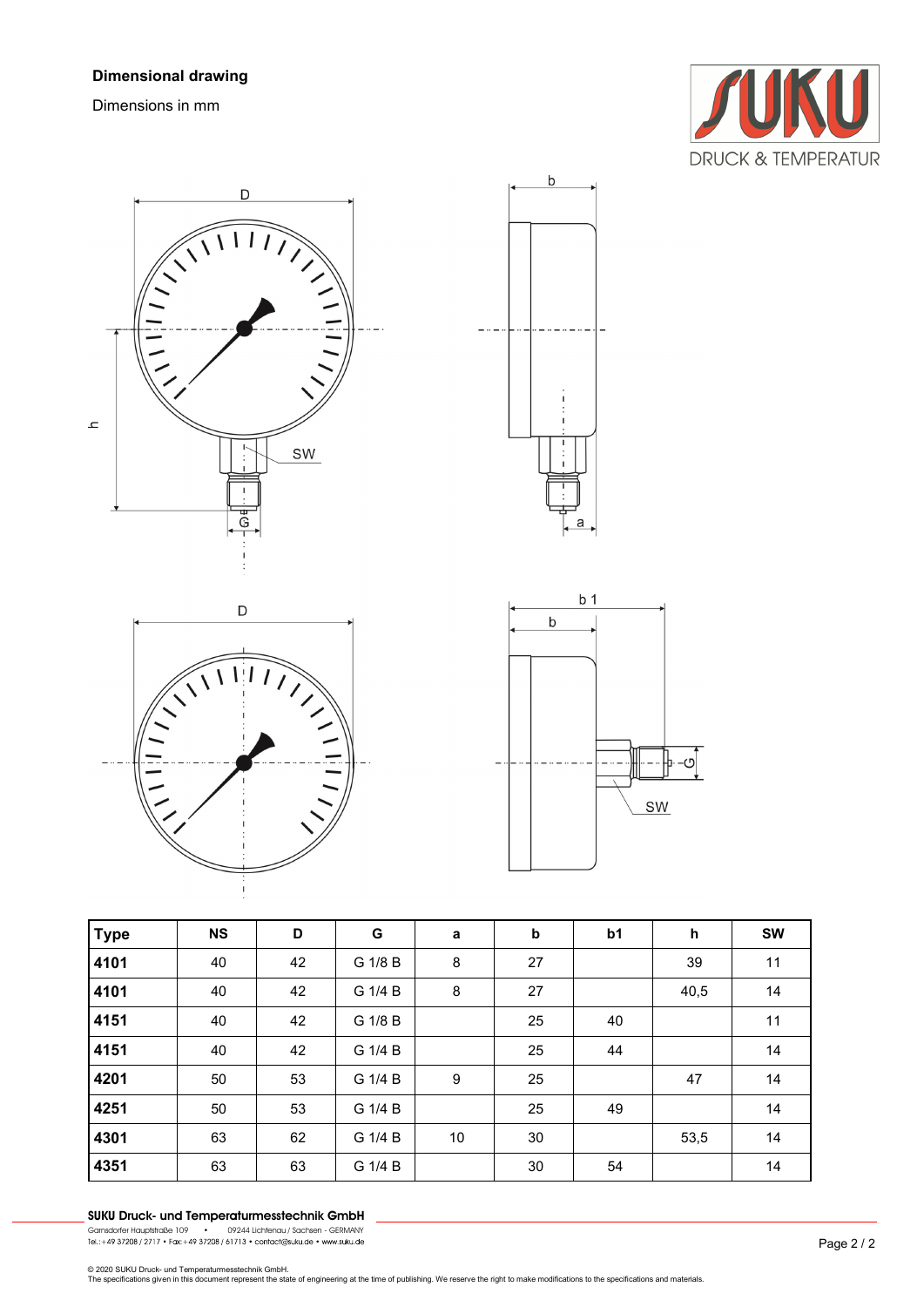**Dimensional drawing**

Dimensions in mm

D
b
h
SW
G
a
D
b 1
b
G
SW

| Type | NS | D | G | a | b | b1 | h | SW |
|---|---|---|---|---|---|---|---|---|
| **4101** | 40 | 42 | G 1/8 B | 8 | 27 | | 39 | 11 |
| **4101** | 40 | 42 | G 1/4 B | 8 | 27 | | 40,5 | 14 |
| **4151** | 40 | 42 | G 1/8 B | | 25 | 40 | | 11 |
| **4151** | 40 | 42 | G 1/4 B | | 25 | 44 | | 14 |
| **4201** | 50 | 53 | G 1/4 B | 9 | 25 | | 47 | 14 |
| **4251** | 50 | 53 | G 1/4 B | | 25 | 49 | | 14 |
| **4301** | 63 | 62 | G 1/4 B | 10 | 30 | | 53,5 | 14 |
| **4351** | 63 | 63 | G 1/4 B | | 30 | 54 | | 14 |

**SUKU Druck- und Temperaturmesstechnik GmbH**
Gornsdorfer Hauptstraße 109 • 09244 Lichtenau / Sachsen - GERMANY
Tel.: +49 37208 / 2717 • Fax: +49 37208 / 61713 • contact@suku.de • www.suku.de

© 2020 SUKU Druck- und Temperaturmesstechnik GmbH.
The specifications given in this document represent the state of engineering at the time of publishing. We reserve the right to make modifications to the specifications and materials.